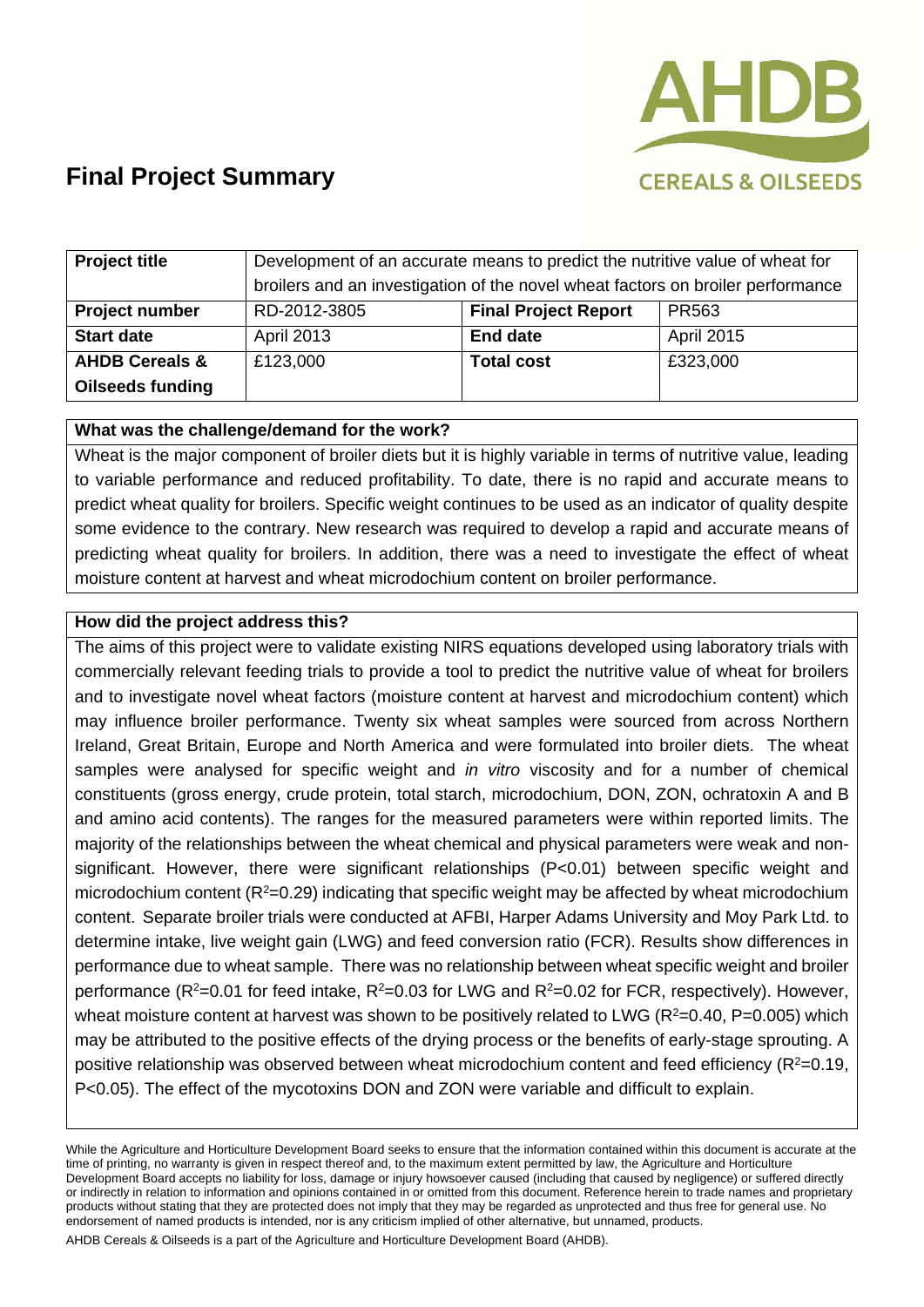# Final Project Summary

| Project title | Development of an accurate means to predict the nutritive value of wheat for broilers and an investigation of the novel wheat factors on broiler performance | | |
|---|---|---|---|
| **Project number** | RD-2012-3805 | **Final Project Report** | PR563 |
| **Start date** | April 2013 | **End date** | April 2015 |
| **AHDB Cereals & Oilseeds funding** | £123,000 | **Total cost** | £323,000 |

**What was the challenge/demand for the work?**

Wheat is the major component of broiler diets but it is highly variable in terms of nutritive value, leading to variable performance and reduced profitability. To date, there is no rapid and accurate means to predict wheat quality for broilers. Specific weight continues to be used as an indicator of quality despite some evidence to the contrary. New research was required to develop a rapid and accurate means of predicting wheat quality for broilers. In addition, there was a need to investigate the effect of wheat moisture content at harvest and wheat microdochium content on broiler performance.

**How did the project address this?**

The aims of this project were to validate existing NIRS equations developed using laboratory trials with commercially relevant feeding trials to provide a tool to predict the nutritive value of wheat for broilers and to investigate novel wheat factors (moisture content at harvest and microdochium content) which may influence broiler performance. Twenty six wheat samples were sourced from across Northern Ireland, Great Britain, Europe and North America and were formulated into broiler diets. The wheat samples were analysed for specific weight and *in vitro* viscosity and for a number of chemical constituents (gross energy, crude protein, total starch, microdochium, DON, ZON, ochratoxin A and B and amino acid contents). The ranges for the measured parameters were within reported limits. The majority of the relationships between the wheat chemical and physical parameters were weak and non-significant. However, there were significant relationships ($P<0.01$) between specific weight and microdochium content ($R^2=0.29$) indicating that specific weight may be affected by wheat microdochium content. Separate broiler trials were conducted at AFBI, Harper Adams University and Moy Park Ltd. to determine intake, live weight gain (LWG) and feed conversion ratio (FCR). Results show differences in performance due to wheat sample. There was no relationship between wheat specific weight and broiler performance ($R^2=0.01$ for feed intake, $R^2=0.03$ for LWG and $R^2=0.02$ for FCR, respectively). However, wheat moisture content at harvest was shown to be positively related to LWG ($R^2=0.40$, $P=0.005$) which may be attributed to the positive effects of the drying process or the benefits of early-stage sprouting. A positive relationship was observed between wheat microdochium content and feed efficiency ($R^2=0.19$, $P<0.05$). The effect of the mycotoxins DON and ZON were variable and difficult to explain.

While the Agriculture and Horticulture Development Board seeks to ensure that the information contained within this document is accurate at the time of printing, no warranty is given in respect thereof and, to the maximum extent permitted by law, the Agriculture and Horticulture Development Board accepts no liability for loss, damage or injury howsoever caused (including that caused by negligence) or suffered directly or indirectly in relation to information and opinions contained in or omitted from this document. Reference herein to trade names and proprietary products without stating that they are protected does not imply that they may be regarded as unprotected and thus free for general use. No endorsement of named products is intended, nor is any criticism implied of other alternative, but unnamed, products.

AHDB Cereals & Oilseeds is a part of the Agriculture and Horticulture Development Board (AHDB).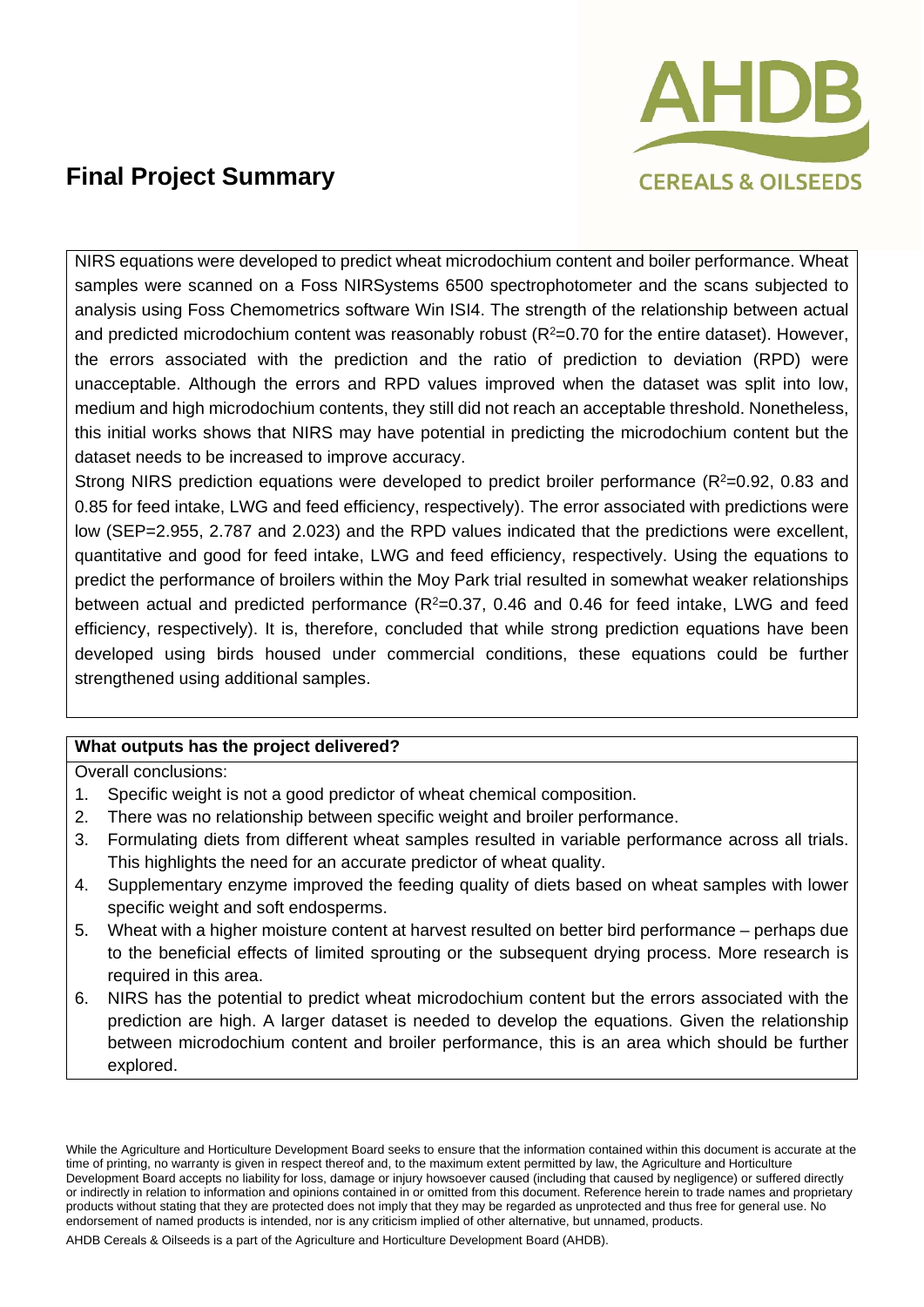# Final Project Summary

NIRS equations were developed to predict wheat microdochium content and boiler performance. Wheat samples were scanned on a Foss NIRSystems 6500 spectrophotometer and the scans subjected to analysis using Foss Chemometrics software Win ISI4. The strength of the relationship between actual and predicted microdochium content was reasonably robust ($R^2$=0.70 for the entire dataset). However, the errors associated with the prediction and the ratio of prediction to deviation (RPD) were unacceptable. Although the errors and RPD values improved when the dataset was split into low, medium and high microdochium contents, they still did not reach an acceptable threshold. Nonetheless, this initial works shows that NIRS may have potential in predicting the microdochium content but the dataset needs to be increased to improve accuracy.

Strong NIRS prediction equations were developed to predict broiler performance ($R^2$=0.92, 0.83 and 0.85 for feed intake, LWG and feed efficiency, respectively). The error associated with predictions were low (SEP=2.955, 2.787 and 2.023) and the RPD values indicated that the predictions were excellent, quantitative and good for feed intake, LWG and feed efficiency, respectively. Using the equations to predict the performance of broilers within the Moy Park trial resulted in somewhat weaker relationships between actual and predicted performance ($R^2$=0.37, 0.46 and 0.46 for feed intake, LWG and feed efficiency, respectively). It is, therefore, concluded that while strong prediction equations have been developed using birds housed under commercial conditions, these equations could be further strengthened using additional samples.

**What outputs has the project delivered?**

Overall conclusions:

1. Specific weight is not a good predictor of wheat chemical composition.
2. There was no relationship between specific weight and broiler performance.
3. Formulating diets from different wheat samples resulted in variable performance across all trials. This highlights the need for an accurate predictor of wheat quality.
4. Supplementary enzyme improved the feeding quality of diets based on wheat samples with lower specific weight and soft endosperms.
5. Wheat with a higher moisture content at harvest resulted on better bird performance – perhaps due to the beneficial effects of limited sprouting or the subsequent drying process. More research is required in this area.
6. NIRS has the potential to predict wheat microdochium content but the errors associated with the prediction are high. A larger dataset is needed to develop the equations. Given the relationship between microdochium content and broiler performance, this is an area which should be further explored.

While the Agriculture and Horticulture Development Board seeks to ensure that the information contained within this document is accurate at the time of printing, no warranty is given in respect thereof and, to the maximum extent permitted by law, the Agriculture and Horticulture Development Board accepts no liability for loss, damage or injury howsoever caused (including that caused by negligence) or suffered directly or indirectly in relation to information and opinions contained in or omitted from this document. Reference herein to trade names and proprietary products without stating that they are protected does not imply that they may be regarded as unprotected and thus free for general use. No endorsement of named products is intended, nor is any criticism implied of other alternative, but unnamed, products.

AHDB Cereals & Oilseeds is a part of the Agriculture and Horticulture Development Board (AHDB).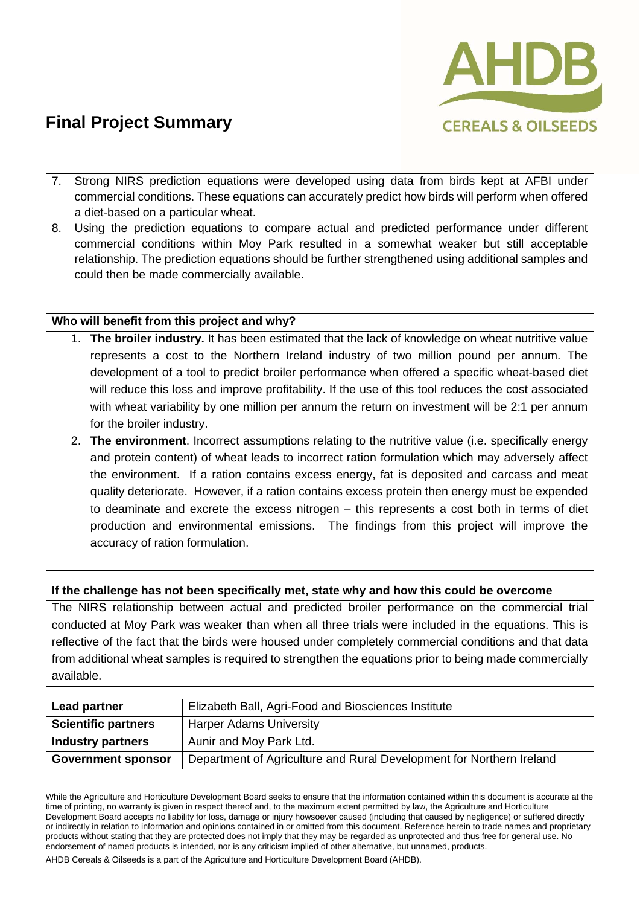# Final Project Summary

7. Strong NIRS prediction equations were developed using data from birds kept at AFBI under commercial conditions. These equations can accurately predict how birds will perform when offered a diet-based on a particular wheat.
8. Using the prediction equations to compare actual and predicted performance under different commercial conditions within Moy Park resulted in a somewhat weaker but still acceptable relationship. The prediction equations should be further strengthened using additional samples and could then be made commercially available.

**Who will benefit from this project and why?**

1. **The broiler industry.** It has been estimated that the lack of knowledge on wheat nutritive value represents a cost to the Northern Ireland industry of two million pound per annum. The development of a tool to predict broiler performance when offered a specific wheat-based diet will reduce this loss and improve profitability. If the use of this tool reduces the cost associated with wheat variability by one million per annum the return on investment will be 2:1 per annum for the broiler industry.
2. **The environment**. Incorrect assumptions relating to the nutritive value (i.e. specifically energy and protein content) of wheat leads to incorrect ration formulation which may adversely affect the environment. If a ration contains excess energy, fat is deposited and carcass and meat quality deteriorate. However, if a ration contains excess protein then energy must be expended to deaminate and excrete the excess nitrogen – this represents a cost both in terms of diet production and environmental emissions. The findings from this project will improve the accuracy of ration formulation.

**If the challenge has not been specifically met, state why and how this could be overcome**

The NIRS relationship between actual and predicted broiler performance on the commercial trial conducted at Moy Park was weaker than when all three trials were included in the equations. This is reflective of the fact that the birds were housed under completely commercial conditions and that data from additional wheat samples is required to strengthen the equations prior to being made commercially available.

| | |
|---|---|
| **Lead partner** | Elizabeth Ball, Agri-Food and Biosciences Institute |
| **Scientific partners** | Harper Adams University |
| **Industry partners** | Aunir and Moy Park Ltd. |
| **Government sponsor** | Department of Agriculture and Rural Development for Northern Ireland |

While the Agriculture and Horticulture Development Board seeks to ensure that the information contained within this document is accurate at the time of printing, no warranty is given in respect thereof and, to the maximum extent permitted by law, the Agriculture and Horticulture Development Board accepts no liability for loss, damage or injury howsoever caused (including that caused by negligence) or suffered directly or indirectly in relation to information and opinions contained in or omitted from this document. Reference herein to trade names and proprietary products without stating that they are protected does not imply that they may be regarded as unprotected and thus free for general use. No endorsement of named products is intended, nor is any criticism implied of other alternative, but unnamed, products.

AHDB Cereals & Oilseeds is a part of the Agriculture and Horticulture Development Board (AHDB).